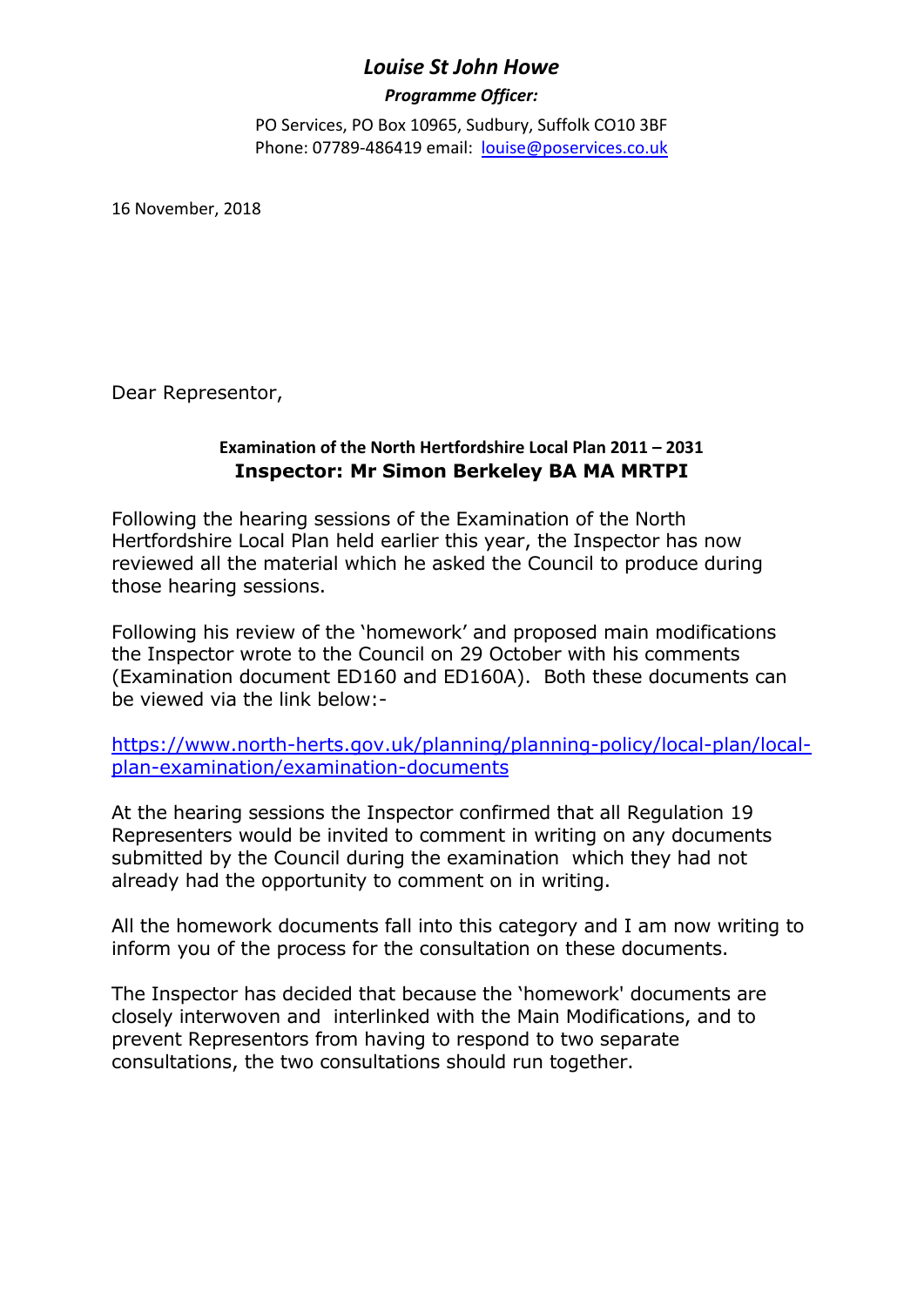# *Louise St John Howe*

***Programme Officer:***

PO Services, PO Box 10965, Sudbury, Suffolk CO10 3BF
Phone: 07789-486419 email: [louise@poservices.co.uk](mailto:louise@poservices.co.uk)

16 November, 2018

Dear Representor,

**Examination of the North Hertfordshire Local Plan 2011 – 2031**
**Inspector: Mr Simon Berkeley BA MA MRTPI**

Following the hearing sessions of the Examination of the North Hertfordshire Local Plan held earlier this year, the Inspector has now reviewed all the material which he asked the Council to produce during those hearing sessions.

Following his review of the 'homework' and proposed main modifications the Inspector wrote to the Council on 29 October with his comments (Examination document ED160 and ED160A). Both these documents can be viewed via the link below:-

[https://www.north-herts.gov.uk/planning/planning-policy/local-plan/local-plan-examination/examination-documents](https://www.north-herts.gov.uk/planning/planning-policy/local-plan/local-plan-examination/examination-documents)

At the hearing sessions the Inspector confirmed that all Regulation 19 Representers would be invited to comment in writing on any documents submitted by the Council during the examination which they had not already had the opportunity to comment on in writing.

All the homework documents fall into this category and I am now writing to inform you of the process for the consultation on these documents.

The Inspector has decided that because the 'homework' documents are closely interwoven and interlinked with the Main Modifications, and to prevent Representors from having to respond to two separate consultations, the two consultations should run together.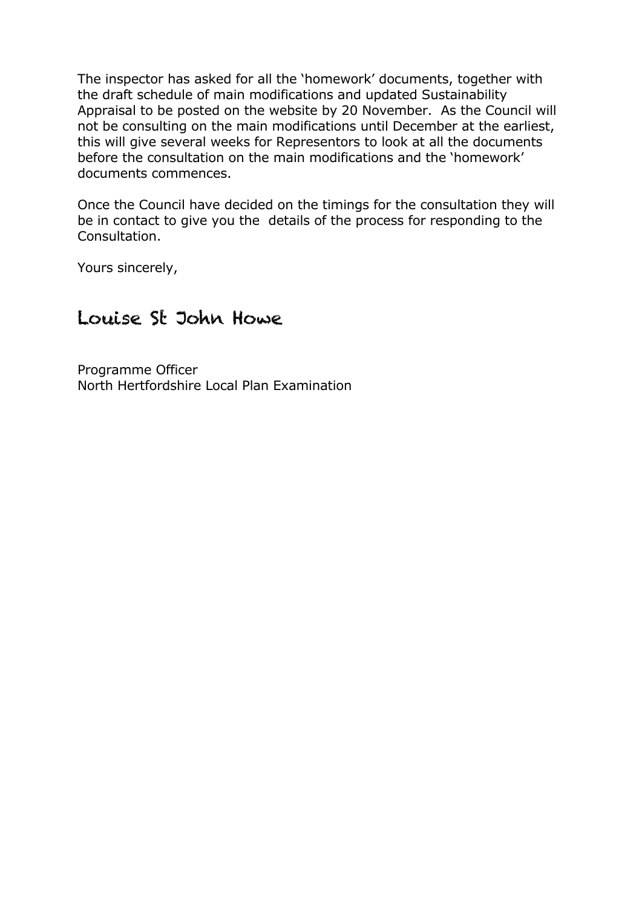The inspector has asked for all the 'homework' documents, together with the draft schedule of main modifications and updated Sustainability Appraisal to be posted on the website by 20 November. As the Council will not be consulting on the main modifications until December at the earliest, this will give several weeks for Representors to look at all the documents before the consultation on the main modifications and the 'homework' documents commences.

Once the Council have decided on the timings for the consultation they will be in contact to give you the details of the process for responding to the Consultation.

Yours sincerely,

Louise St John Howe

Programme Officer
North Hertfordshire Local Plan Examination